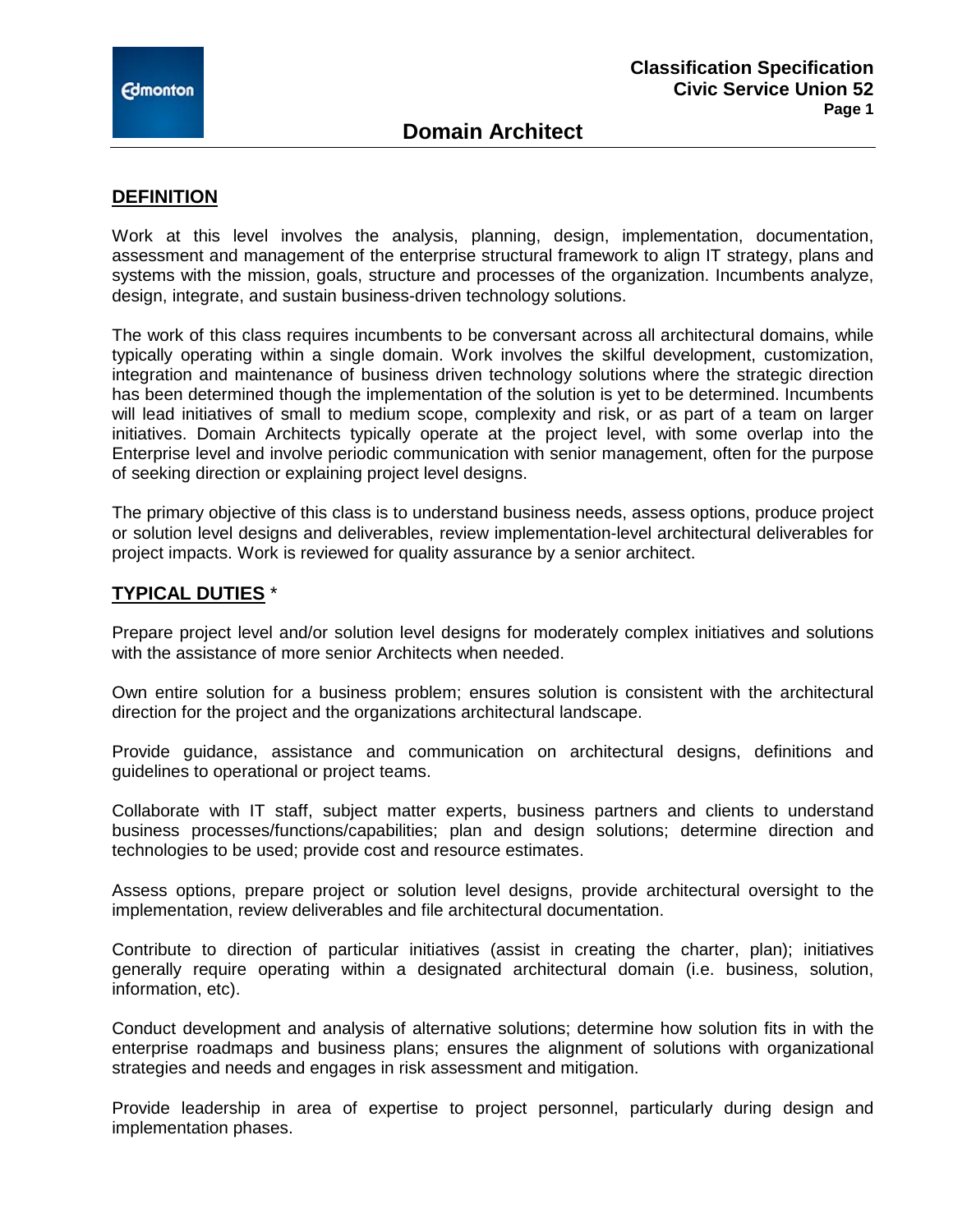# Domain Architect

**Classification Specification**
**Civic Service Union 52**

## DEFINITION

Work at this level involves the analysis, planning, design, implementation, documentation, assessment and management of the enterprise structural framework to align IT strategy, plans and systems with the mission, goals, structure and processes of the organization. Incumbents analyze, design, integrate, and sustain business-driven technology solutions.

The work of this class requires incumbents to be conversant across all architectural domains, while typically operating within a single domain. Work involves the skilful development, customization, integration and maintenance of business driven technology solutions where the strategic direction has been determined though the implementation of the solution is yet to be determined. Incumbents will lead initiatives of small to medium scope, complexity and risk, or as part of a team on larger initiatives. Domain Architects typically operate at the project level, with some overlap into the Enterprise level and involve periodic communication with senior management, often for the purpose of seeking direction or explaining project level designs.

The primary objective of this class is to understand business needs, assess options, produce project or solution level designs and deliverables, review implementation-level architectural deliverables for project impacts. Work is reviewed for quality assurance by a senior architect.

## TYPICAL DUTIES *

Prepare project level and/or solution level designs for moderately complex initiatives and solutions with the assistance of more senior Architects when needed.

Own entire solution for a business problem; ensures solution is consistent with the architectural direction for the project and the organizations architectural landscape.

Provide guidance, assistance and communication on architectural designs, definitions and guidelines to operational or project teams.

Collaborate with IT staff, subject matter experts, business partners and clients to understand business processes/functions/capabilities; plan and design solutions; determine direction and technologies to be used; provide cost and resource estimates.

Assess options, prepare project or solution level designs, provide architectural oversight to the implementation, review deliverables and file architectural documentation.

Contribute to direction of particular initiatives (assist in creating the charter, plan); initiatives generally require operating within a designated architectural domain (i.e. business, solution, information, etc).

Conduct development and analysis of alternative solutions; determine how solution fits in with the enterprise roadmaps and business plans; ensures the alignment of solutions with organizational strategies and needs and engages in risk assessment and mitigation.

Provide leadership in area of expertise to project personnel, particularly during design and implementation phases.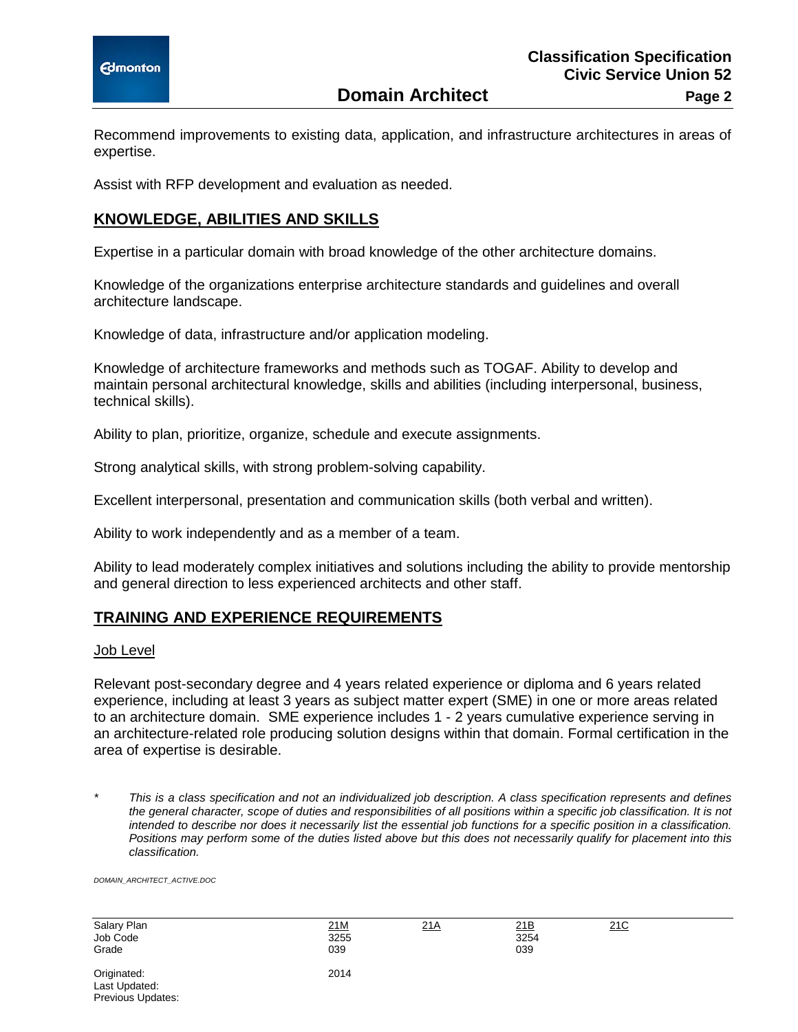Recommend improvements to existing data, application, and infrastructure architectures in areas of expertise.

Assist with RFP development and evaluation as needed.

## KNOWLEDGE, ABILITIES AND SKILLS

Expertise in a particular domain with broad knowledge of the other architecture domains.

Knowledge of the organizations enterprise architecture standards and guidelines and overall architecture landscape.

Knowledge of data, infrastructure and/or application modeling.

Knowledge of architecture frameworks and methods such as TOGAF. Ability to develop and maintain personal architectural knowledge, skills and abilities (including interpersonal, business, technical skills).

Ability to plan, prioritize, organize, schedule and execute assignments.

Strong analytical skills, with strong problem-solving capability.

Excellent interpersonal, presentation and communication skills (both verbal and written).

Ability to work independently and as a member of a team.

Ability to lead moderately complex initiatives and solutions including the ability to provide mentorship and general direction to less experienced architects and other staff.

## TRAINING AND EXPERIENCE REQUIREMENTS

Job Level

Relevant post-secondary degree and 4 years related experience or diploma and 6 years related experience, including at least 3 years as subject matter expert (SME) in one or more areas related to an architecture domain. SME experience includes 1 - 2 years cumulative experience serving in an architecture-related role producing solution designs within that domain. Formal certification in the area of expertise is desirable.

\* *This is a class specification and not an individualized job description. A class specification represents and defines the general character, scope of duties and responsibilities of all positions within a specific job classification. It is not intended to describe nor does it necessarily list the essential job functions for a specific position in a classification. Positions may perform some of the duties listed above but this does not necessarily qualify for placement into this classification.*

*DOMAIN_ARCHITECT_ACTIVE.DOC*

| | | | | |
|---|---|---|---|---|
| Salary Plan | 21M | 21A | 21B | 21C |
| Job Code | 3255 | | 3254 | |
| Grade | 039 | | 039 | |

Originated: 2014
Last Updated:
Previous Updates: